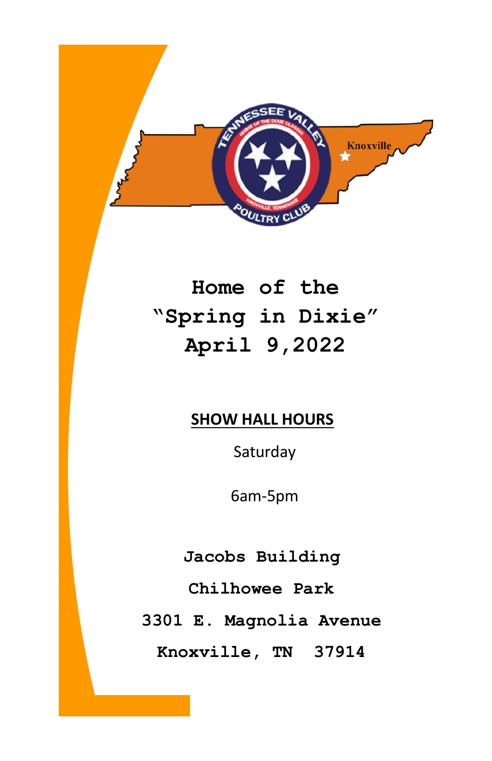# Home of the "Spring in Dixie" April 9,2022

## SHOW HALL HOURS

Saturday

6am-5pm

**Jacobs Building**

**Chilhowee Park**

**3301 E. Magnolia Avenue**

**Knoxville, TN 37914**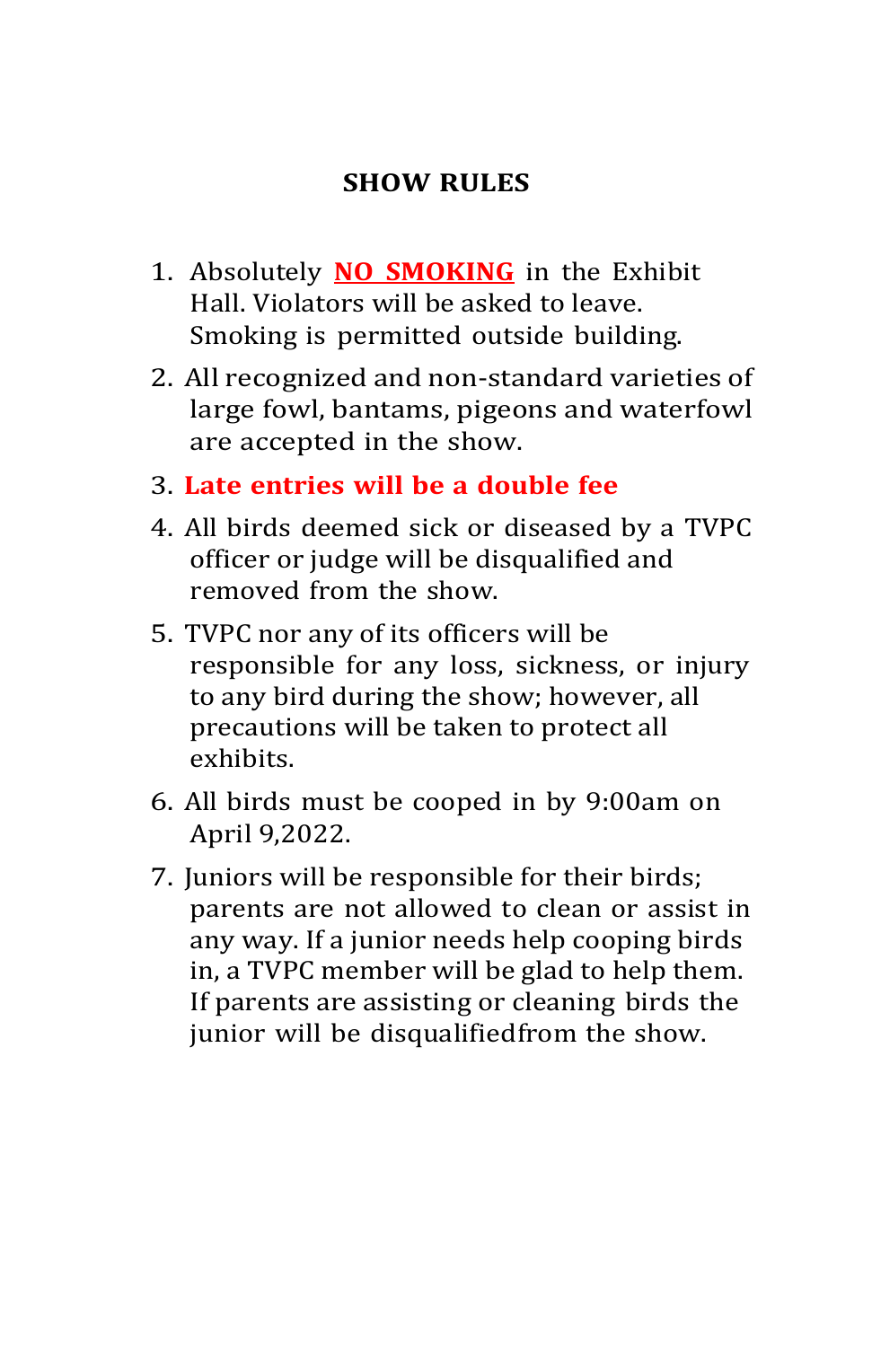## SHOW RULES

1. Absolutely **NO SMOKING** in the Exhibit Hall. Violators will be asked to leave. Smoking is permitted outside building.
2. All recognized and non-standard varieties of large fowl, bantams, pigeons and waterfowl are accepted in the show.
3. **Late entries will be a double fee**
4. All birds deemed sick or diseased by a TVPC officer or judge will be disqualified and removed from the show.
5. TVPC nor any of its officers will be responsible for any loss, sickness, or injury to any bird during the show; however, all precautions will be taken to protect all exhibits.
6. All birds must be cooped in by 9:00am on April 9,2022.
7. Juniors will be responsible for their birds; parents are not allowed to clean or assist in any way. If a junior needs help cooping birds in, a TVPC member will be glad to help them. If parents are assisting or cleaning birds the junior will be disqualifiedfrom the show.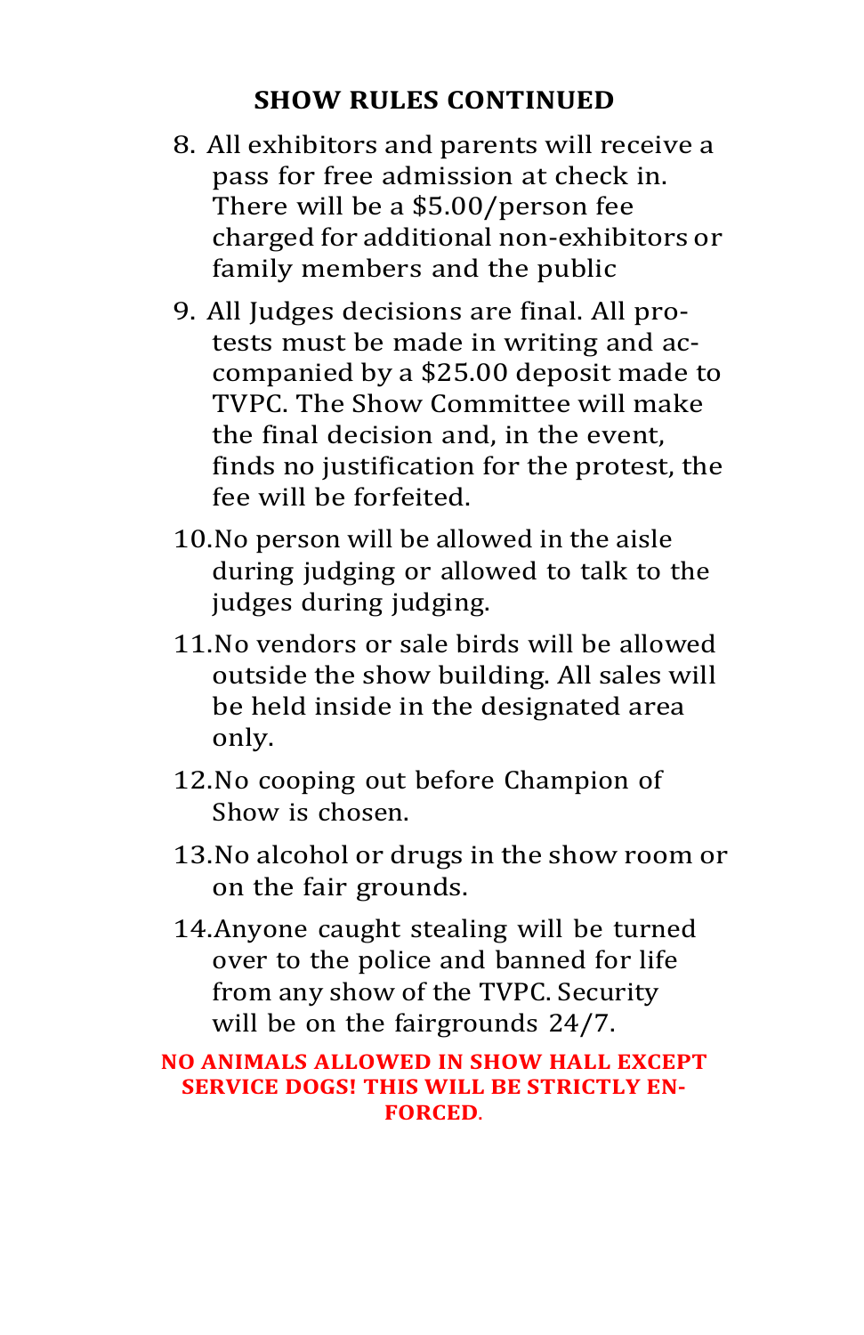## SHOW RULES CONTINUED

8. All exhibitors and parents will receive a pass for free admission at check in. There will be a $5.00/person fee charged for additional non-exhibitors or family members and the public
9. All Judges decisions are final. All protests must be made in writing and accompanied by a $25.00 deposit made to TVPC. The Show Committee will make the final decision and, in the event, finds no justification for the protest, the fee will be forfeited.
10. No person will be allowed in the aisle during judging or allowed to talk to the judges during judging.
11. No vendors or sale birds will be allowed outside the show building. All sales will be held inside in the designated area only.
12. No cooping out before Champion of Show is chosen.
13. No alcohol or drugs in the show room or on the fair grounds.
14. Anyone caught stealing will be turned over to the police and banned for life from any show of the TVPC. Security will be on the fairgrounds 24/7.

**NO ANIMALS ALLOWED IN SHOW HALL EXCEPT SERVICE DOGS! THIS WILL BE STRICTLY ENFORCED.**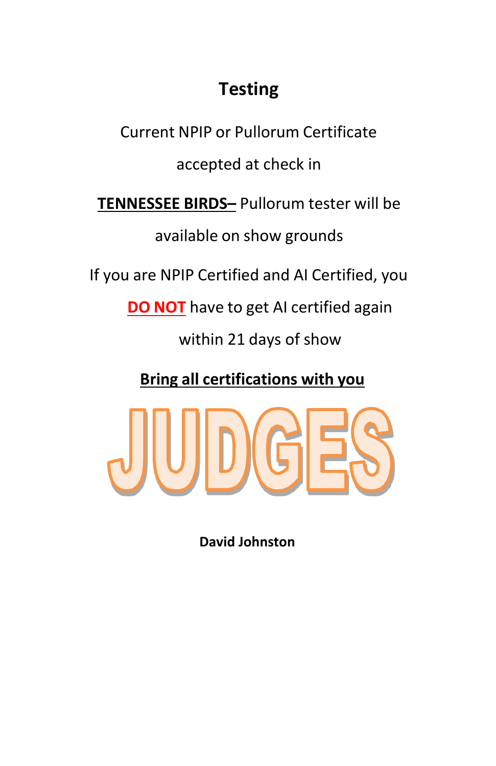## Testing

Current NPIP or Pullorum Certificate accepted at check in

**TENNESSEE BIRDS–** Pullorum tester will be available on show grounds

If you are NPIP Certified and AI Certified, you **DO NOT** have to get AI certified again within 21 days of show

**Bring all certifications with you**

# JUDGES

**David Johnston**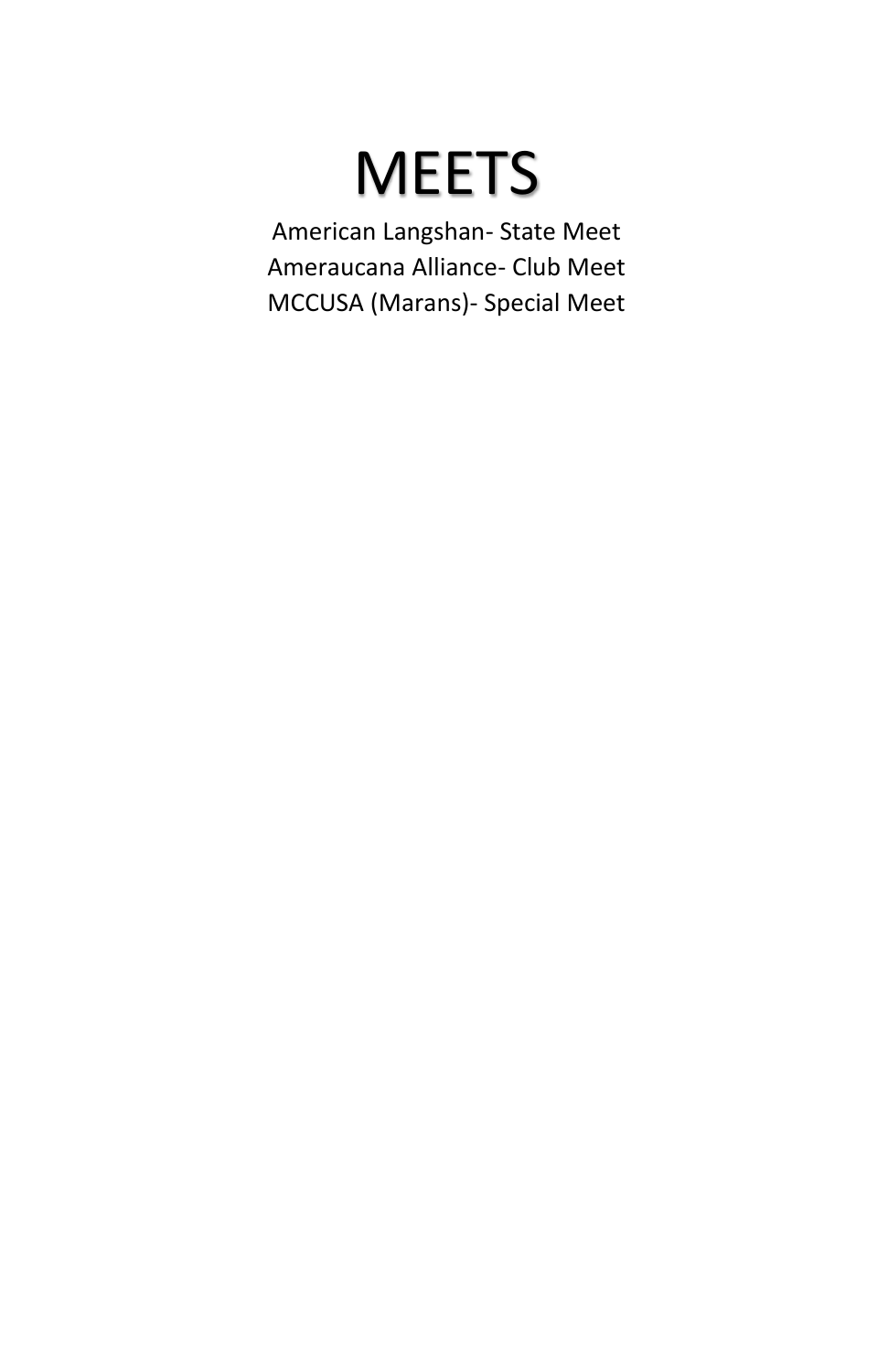# MEETS

American Langshan- State Meet
Ameraucana Alliance- Club Meet
MCCUSA (Marans)- Special Meet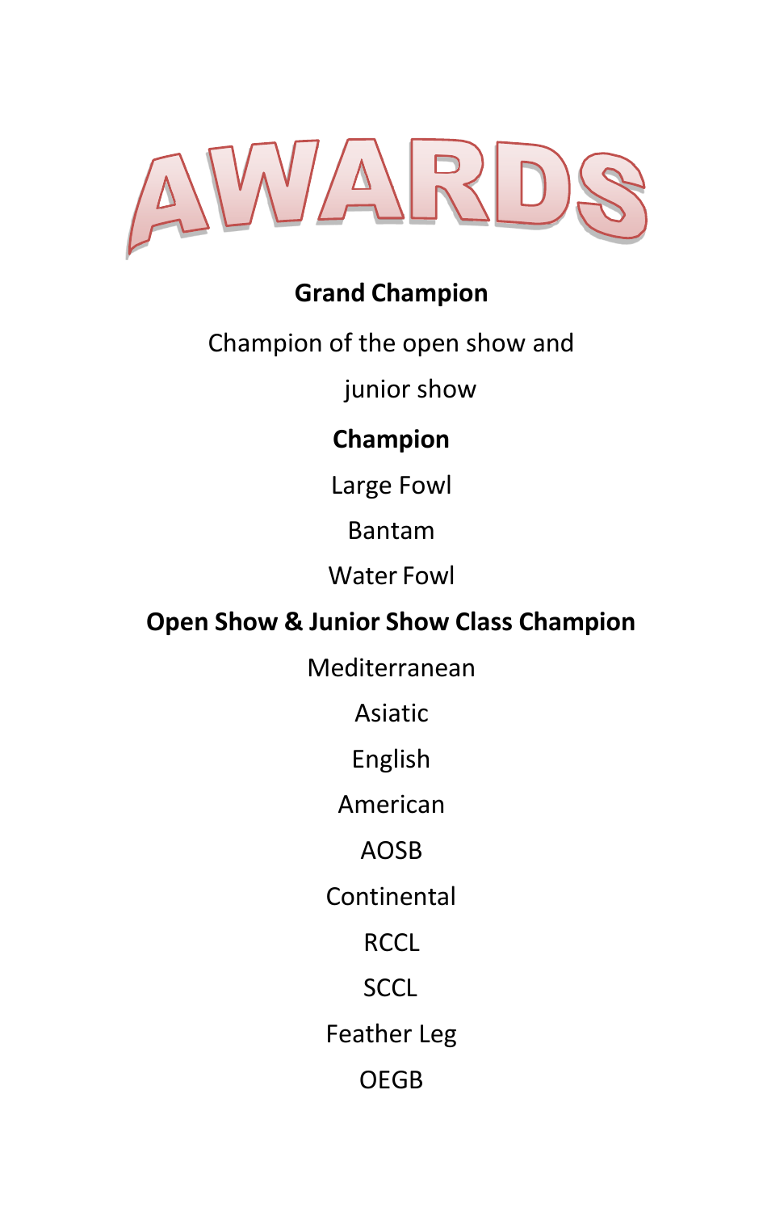# AWARDS

**Grand Champion**

Champion of the open show and junior show

**Champion**

Large Fowl

Bantam

Water Fowl

**Open Show & Junior Show Class Champion**

Mediterranean

Asiatic

English

American

AOSB

Continental

RCCL

SCCL

Feather Leg

OEGB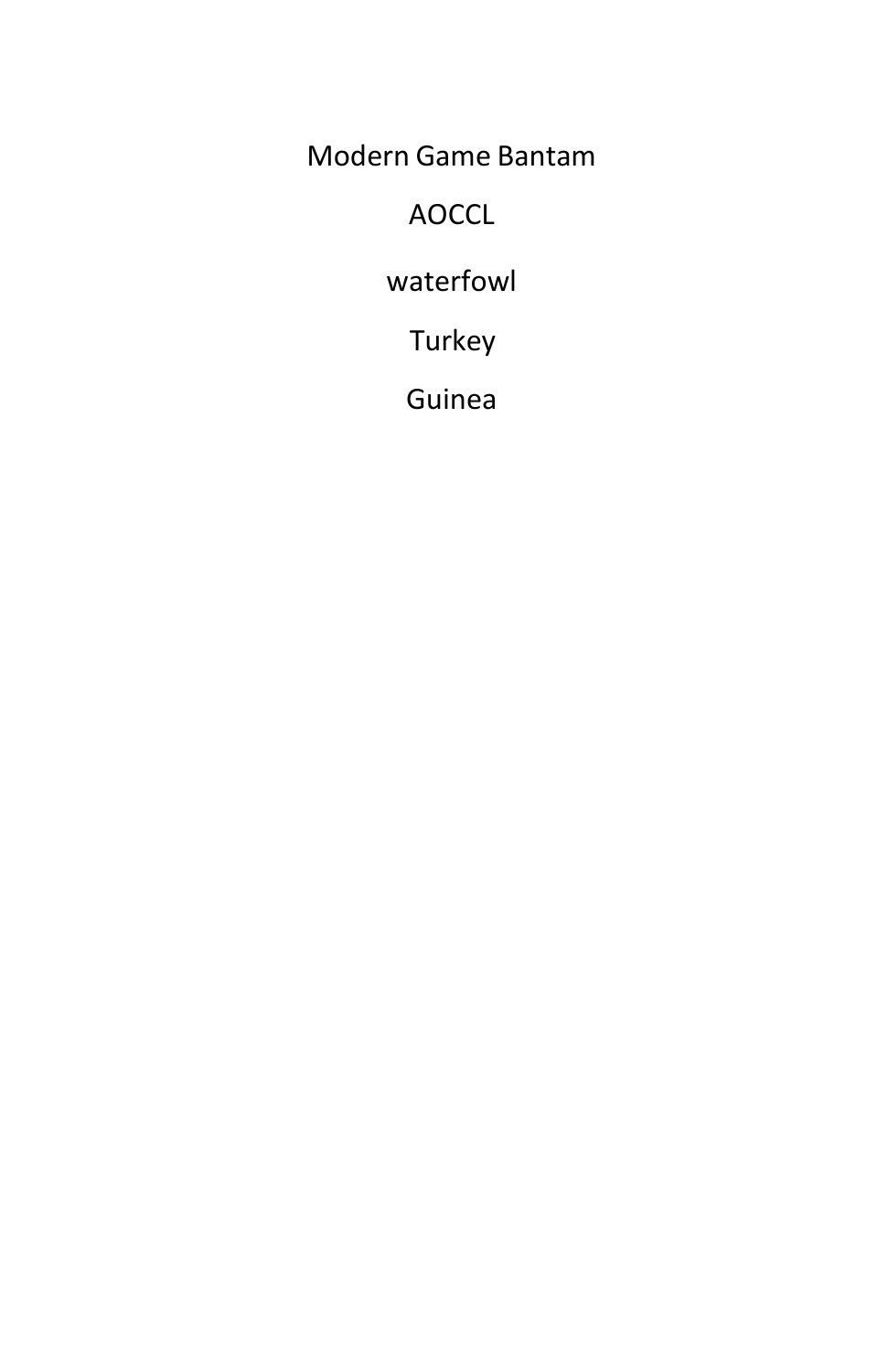Modern Game Bantam

AOCCL

waterfowl

Turkey

Guinea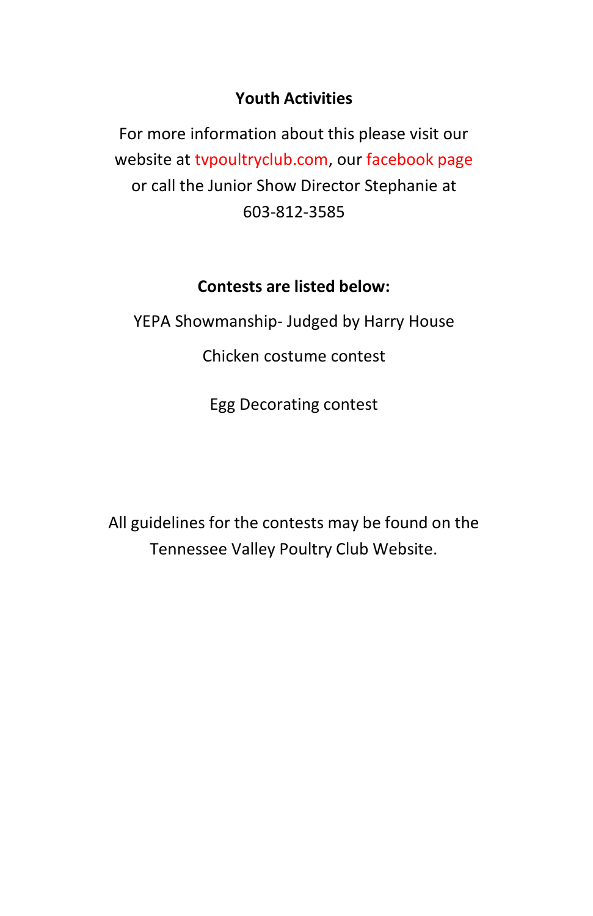## Youth Activities

For more information about this please visit our website at tvpoultryclub.com, our facebook page or call the Junior Show Director Stephanie at 603-812-3585

### Contests are listed below:

YEPA Showmanship- Judged by Harry House

Chicken costume contest

Egg Decorating contest

All guidelines for the contests may be found on the Tennessee Valley Poultry Club Website.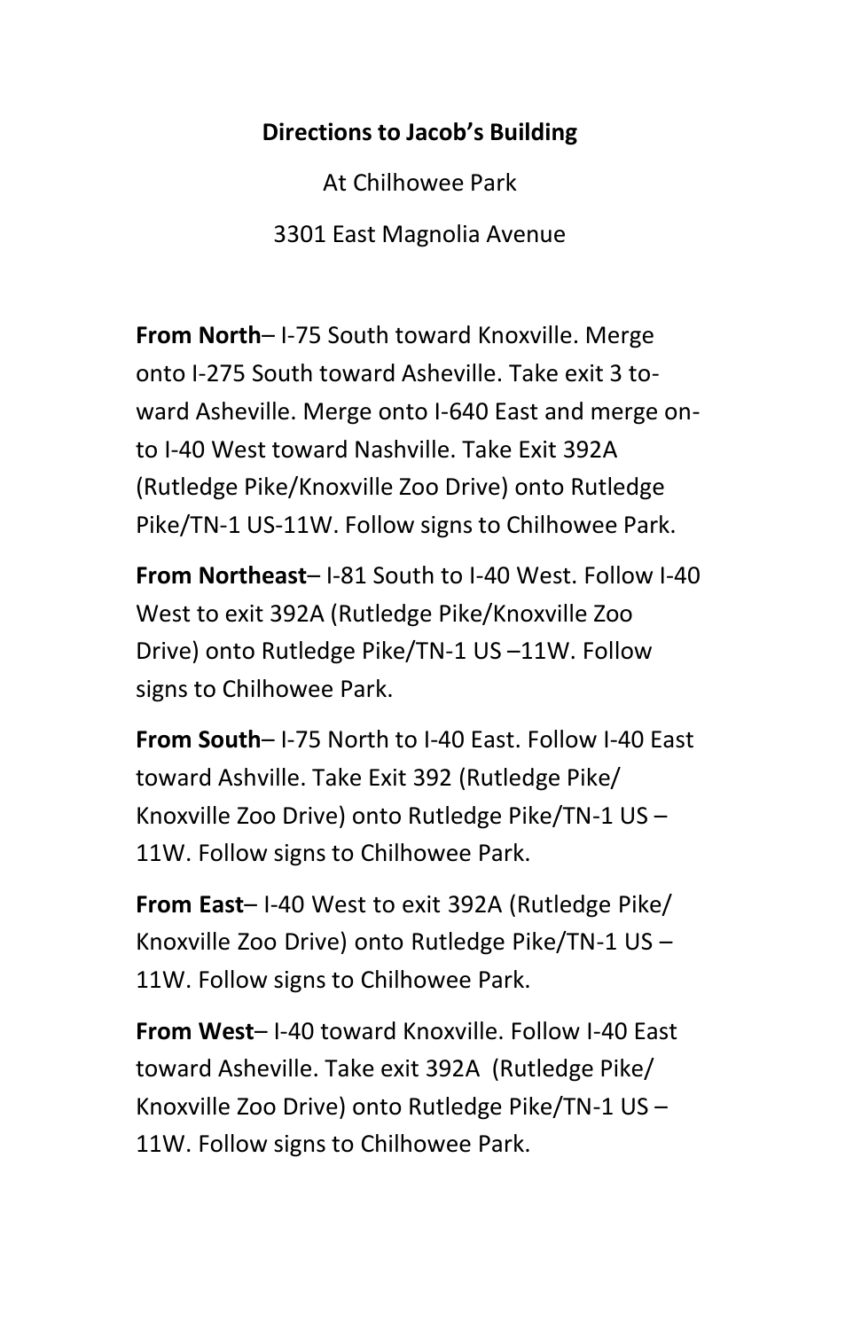**Directions to Jacob's Building**

At Chilhowee Park

3301 East Magnolia Avenue

**From North**– I-75 South toward Knoxville. Merge onto I-275 South toward Asheville. Take exit 3 toward Asheville. Merge onto I-640 East and merge onto I-40 West toward Nashville. Take Exit 392A (Rutledge Pike/Knoxville Zoo Drive) onto Rutledge Pike/TN-1 US-11W. Follow signs to Chilhowee Park.

**From Northeast**– I-81 South to I-40 West. Follow I-40 West to exit 392A (Rutledge Pike/Knoxville Zoo Drive) onto Rutledge Pike/TN-1 US –11W. Follow signs to Chilhowee Park.

**From South**– I-75 North to I-40 East. Follow I-40 East toward Ashville. Take Exit 392 (Rutledge Pike/ Knoxville Zoo Drive) onto Rutledge Pike/TN-1 US –11W. Follow signs to Chilhowee Park.

**From East**– I-40 West to exit 392A (Rutledge Pike/ Knoxville Zoo Drive) onto Rutledge Pike/TN-1 US –11W. Follow signs to Chilhowee Park.

**From West**– I-40 toward Knoxville. Follow I-40 East toward Asheville. Take exit 392A (Rutledge Pike/ Knoxville Zoo Drive) onto Rutledge Pike/TN-1 US –11W. Follow signs to Chilhowee Park.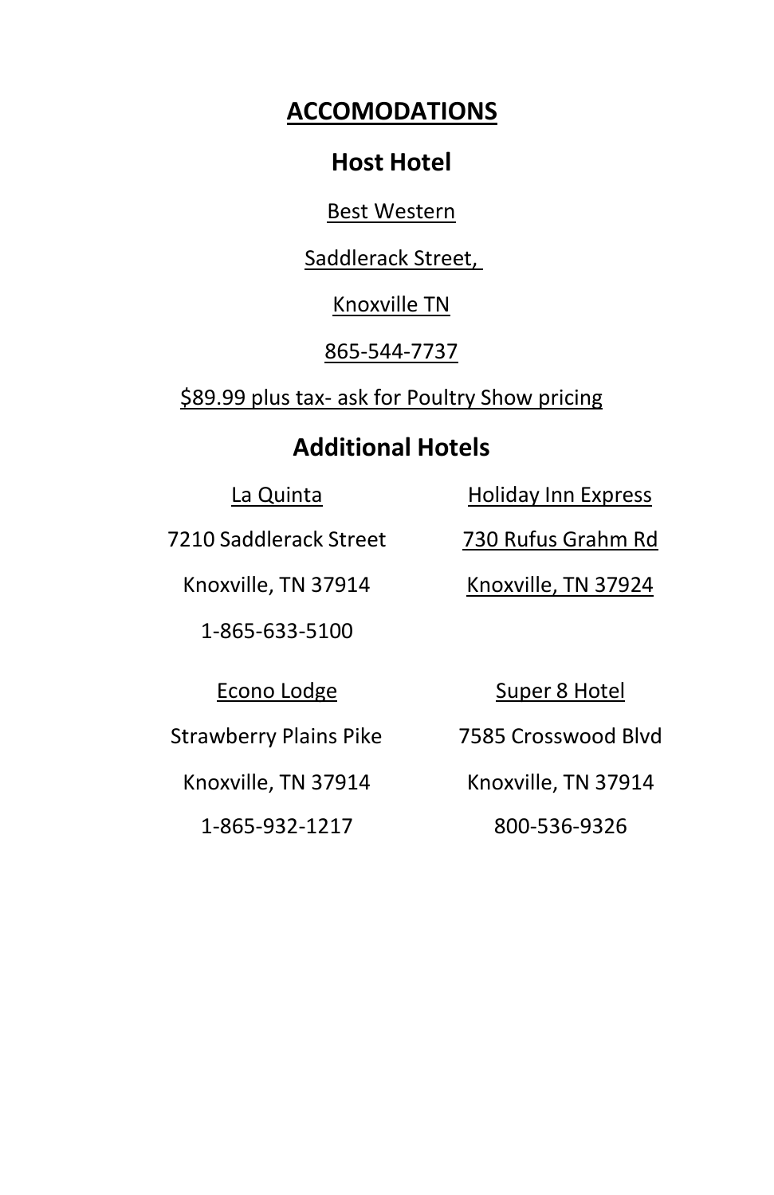# ACCOMODATIONS

## Host Hotel

Best Western

Saddlerack Street,

Knoxville TN

865-544-7737

$89.99 plus tax- ask for Poultry Show pricing

## Additional Hotels

La Quinta

7210 Saddlerack Street

Knoxville, TN 37914

1-865-633-5100

Holiday Inn Express

730 Rufus Grahm Rd

Knoxville, TN 37924

Econo Lodge

Strawberry Plains Pike

Knoxville, TN 37914

1-865-932-1217

Super 8 Hotel

7585 Crosswood Blvd

Knoxville, TN 37914

800-536-9326